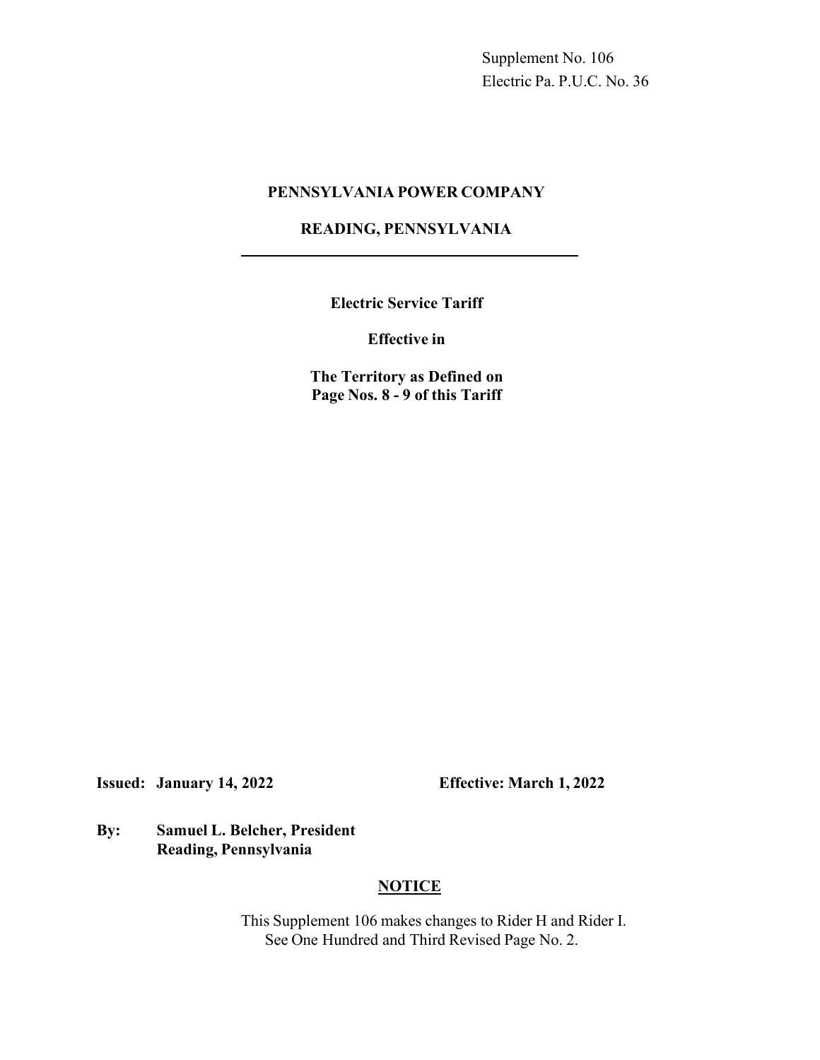Supplement No. 106
Electric Pa. P.U.C. No. 36

# PENNSYLVANIA POWER COMPANY

## READING, PENNSYLVANIA

---

**Electric Service Tariff**

**Effective in**

**The Territory as Defined on**
**Page Nos. 8 - 9 of this Tariff**

**Issued: January 14, 2022** **Effective: March 1, 2022**

**By: Samuel L. Belcher, President**
**Reading, Pennsylvania**

## NOTICE

This Supplement 106 makes changes to Rider H and Rider I.
See One Hundred and Third Revised Page No. 2.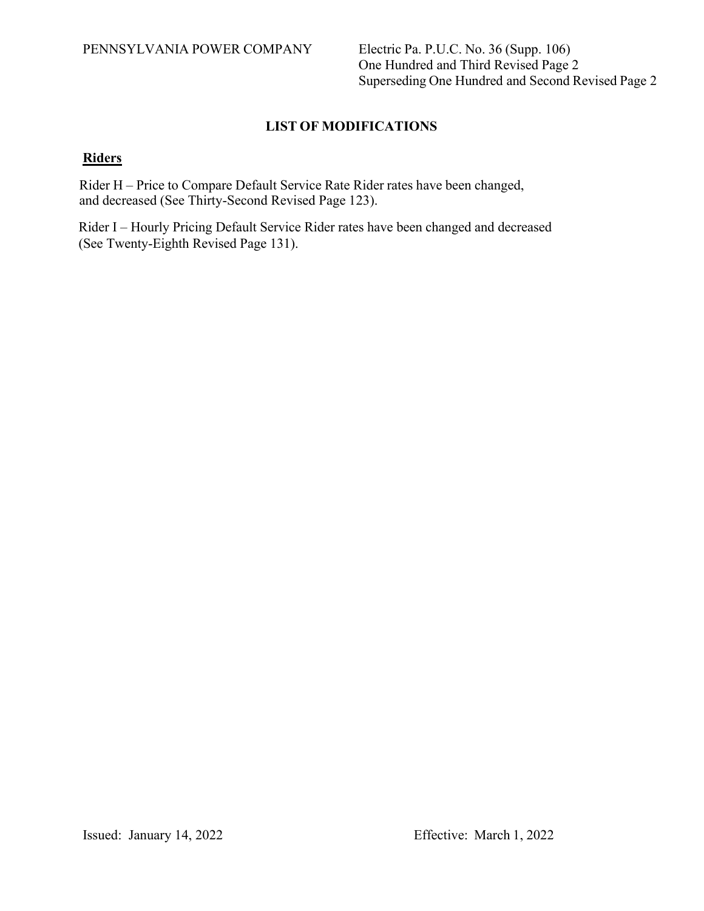PENNSYLVANIA POWER COMPANY

Electric Pa. P.U.C. No. 36 (Supp. 106)
One Hundred and Third Revised Page 2
Superseding One Hundred and Second Revised Page 2

## LIST OF MODIFICATIONS

**Riders**

Rider H – Price to Compare Default Service Rate Rider rates have been changed, and decreased (See Thirty-Second Revised Page 123).

Rider I – Hourly Pricing Default Service Rider rates have been changed and decreased (See Twenty-Eighth Revised Page 131).

Issued: January 14, 2022

Effective: March 1, 2022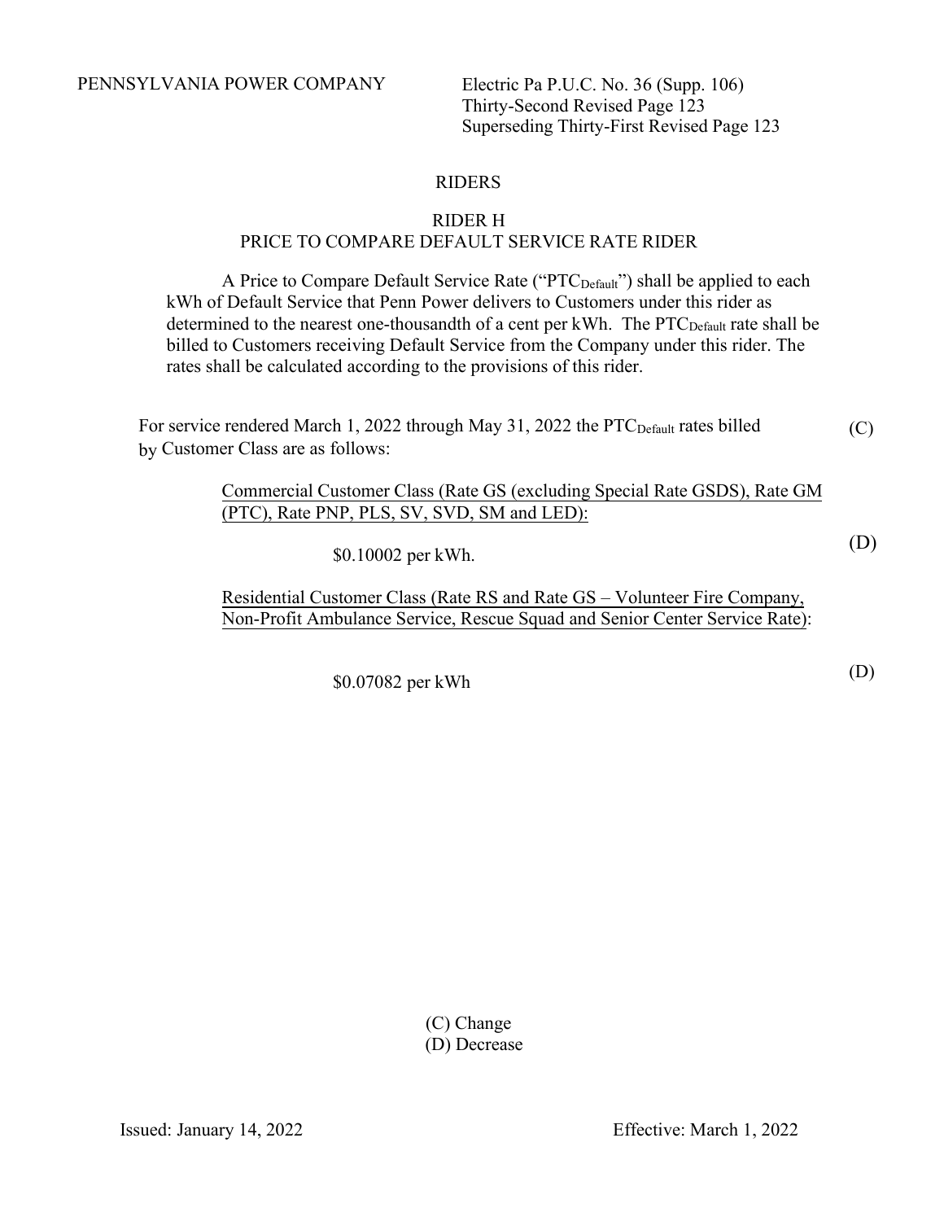PENNSYLVANIA POWER COMPANY

Electric Pa P.U.C. No. 36 (Supp. 106)
Thirty-Second Revised Page 123
Superseding Thirty-First Revised Page 123

## RIDERS

### RIDER H
### PRICE TO COMPARE DEFAULT SERVICE RATE RIDER

A Price to Compare Default Service Rate ("$PTC_{Default}$") shall be applied to each kWh of Default Service that Penn Power delivers to Customers under this rider as determined to the nearest one-thousandth of a cent per kWh. The $PTC_{Default}$ rate shall be billed to Customers receiving Default Service from the Company under this rider. The rates shall be calculated according to the provisions of this rider.

For service rendered March 1, 2022 through May 31, 2022 the $PTC_{Default}$ rates billed by Customer Class are as follows: (C)

Commercial Customer Class (Rate GS (excluding Special Rate GSDS), Rate GM (PTC), Rate PNP, PLS, SV, SVD, SM and LED):

$0.10002 per kWh. (D)

Residential Customer Class (Rate RS and Rate GS – Volunteer Fire Company, Non-Profit Ambulance Service, Rescue Squad and Senior Center Service Rate):

$0.07082 per kWh (D)

(C) Change
(D) Decrease

Issued: January 14, 2022

Effective: March 1, 2022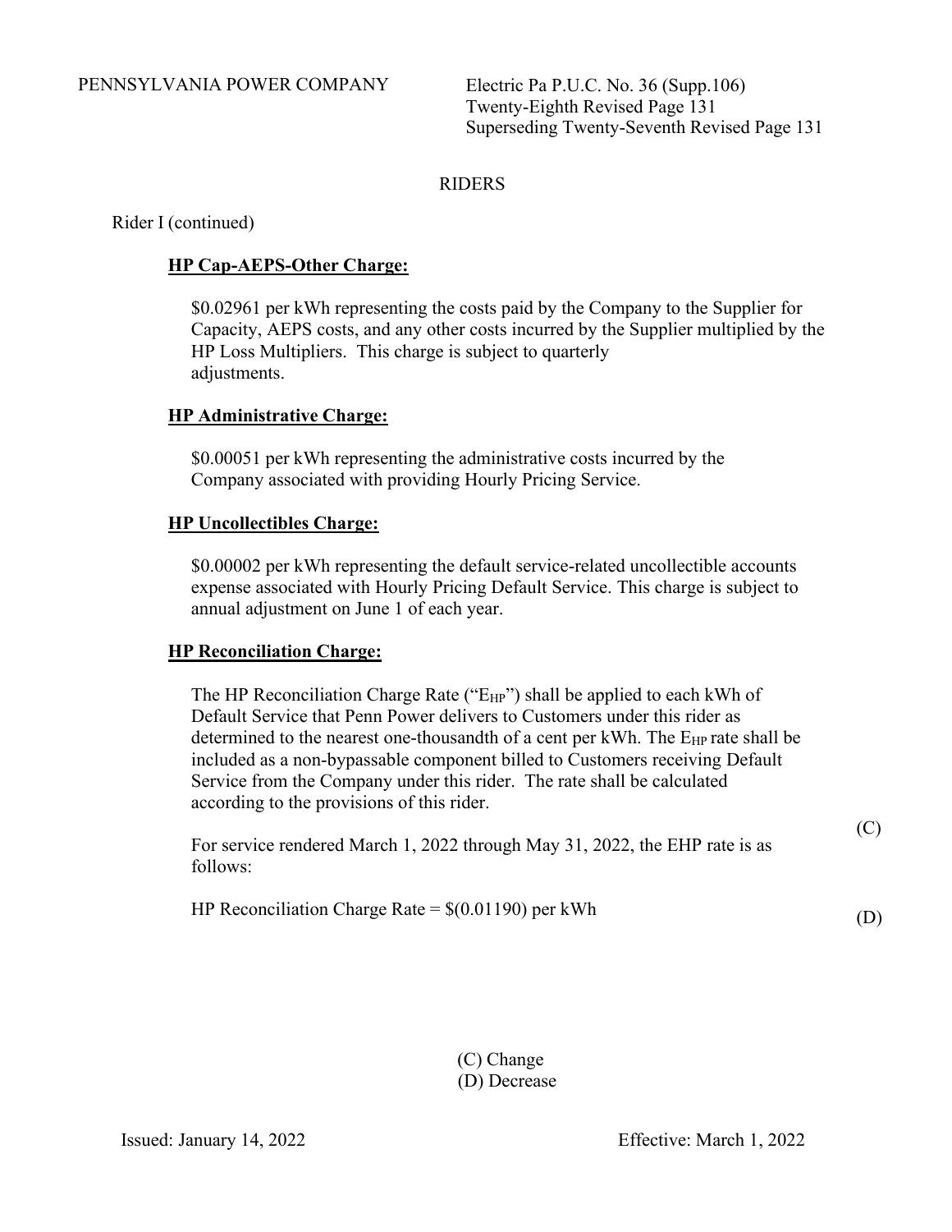PENNSYLVANIA POWER COMPANY

Electric Pa P.U.C. No. 36 (Supp.106)
Twenty-Eighth Revised Page 131
Superseding Twenty-Seventh Revised Page 131

RIDERS

Rider I (continued)

**HP Cap-AEPS-Other Charge:**

$0.02961 per kWh representing the costs paid by the Company to the Supplier for Capacity, AEPS costs, and any other costs incurred by the Supplier multiplied by the HP Loss Multipliers. This charge is subject to quarterly adjustments.

**HP Administrative Charge:**

$0.00051 per kWh representing the administrative costs incurred by the Company associated with providing Hourly Pricing Service.

**HP Uncollectibles Charge:**

$0.00002 per kWh representing the default service-related uncollectible accounts expense associated with Hourly Pricing Default Service. This charge is subject to annual adjustment on June 1 of each year.

**HP Reconciliation Charge:**

The HP Reconciliation Charge Rate ("$E_{HP}$") shall be applied to each kWh of Default Service that Penn Power delivers to Customers under this rider as determined to the nearest one-thousandth of a cent per kWh. The $E_{HP}$ rate shall be included as a non-bypassable component billed to Customers receiving Default Service from the Company under this rider. The rate shall be calculated according to the provisions of this rider.

For service rendered March 1, 2022 through May 31, 2022, the EHP rate is as follows: (C)

HP Reconciliation Charge Rate = $(0.01190) per kWh (D)

(C) Change
(D) Decrease

Issued: January 14, 2022

Effective: March 1, 2022